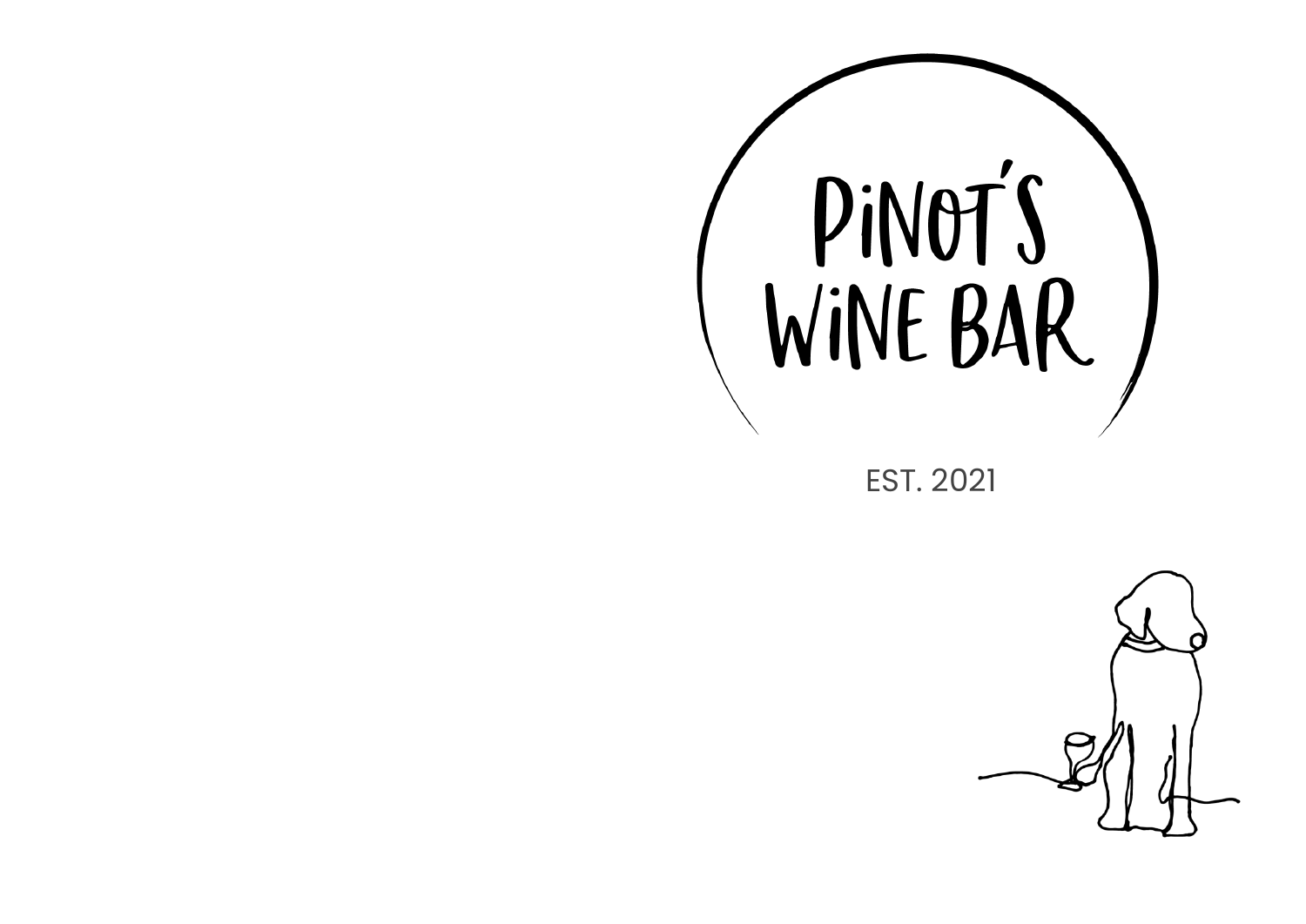# Pinot's Wine Bar

EST. 2021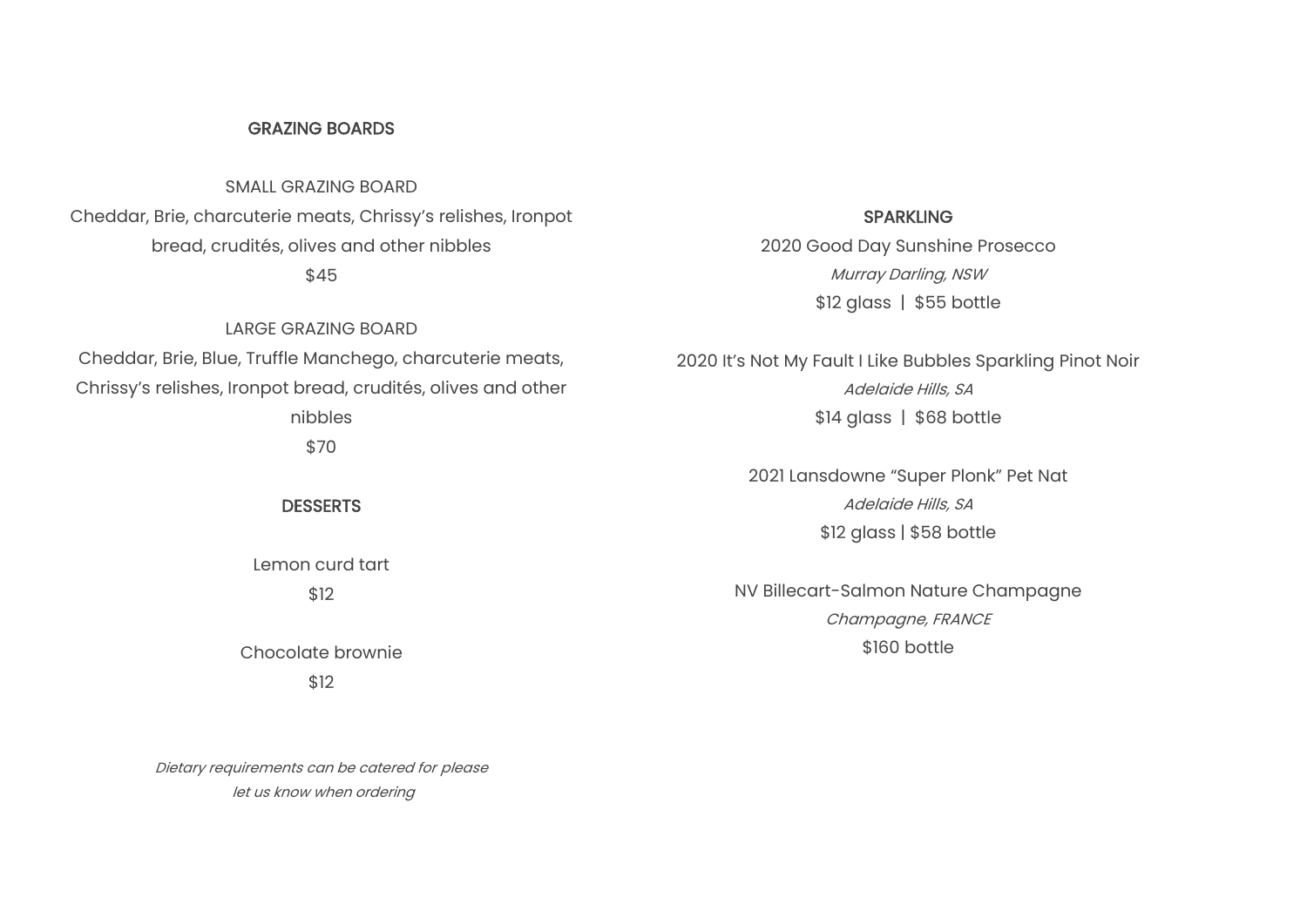## GRAZING BOARDS

SMALL GRAZING BOARD

Cheddar, Brie, charcuterie meats, Chrissy's relishes, Ironpot bread, crudités, olives and other nibbles

$45

LARGE GRAZING BOARD

Cheddar, Brie, Blue, Truffle Manchego, charcuterie meats, Chrissy's relishes, Ironpot bread, crudités, olives and other nibbles

$70

## DESSERTS

Lemon curd tart

$12

Chocolate brownie

$12

*Dietary requirements can be catered for please let us know when ordering*

## SPARKLING

2020 Good Day Sunshine Prosecco

*Murray Darling, NSW*

$12 glass | $55 bottle

2020 It's Not My Fault I Like Bubbles Sparkling Pinot Noir

*Adelaide Hills, SA*

$14 glass | $68 bottle

2021 Lansdowne "Super Plonk" Pet Nat

*Adelaide Hills, SA*

$12 glass | $58 bottle

NV Billecart-Salmon Nature Champagne

*Champagne, FRANCE*

$160 bottle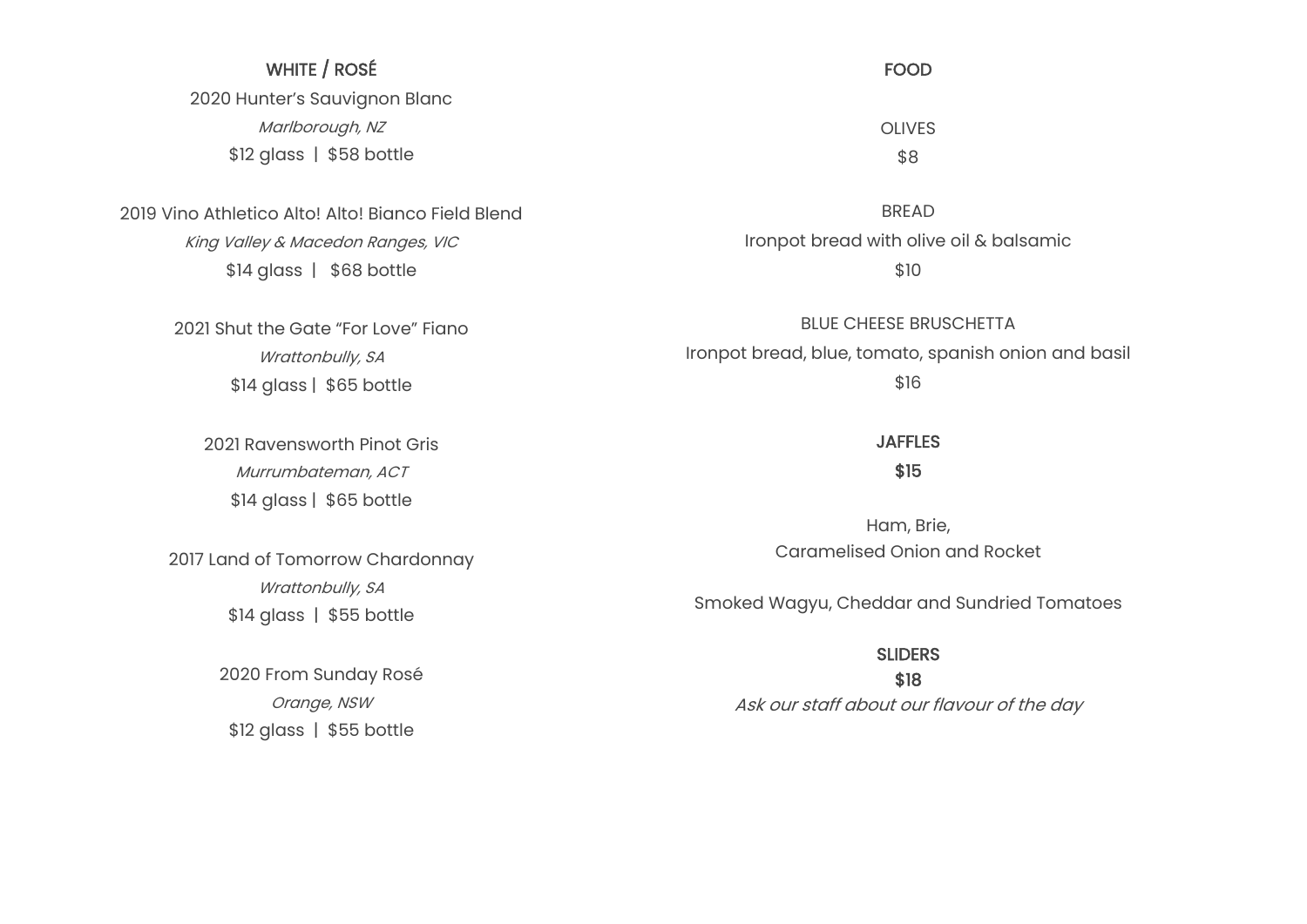## WHITE / ROSÉ

2020 Hunter's Sauvignon Blanc
*Marlborough, NZ*
$12 glass | $58 bottle

2019 Vino Athletico Alto! Alto! Bianco Field Blend
*King Valley & Macedon Ranges, VIC*
$14 glass | $68 bottle

2021 Shut the Gate "For Love" Fiano
*Wrattonbully, SA*
$14 glass | $65 bottle

2021 Ravensworth Pinot Gris
*Murrumbateman, ACT*
$14 glass | $65 bottle

2017 Land of Tomorrow Chardonnay
*Wrattonbully, SA*
$14 glass | $55 bottle

2020 From Sunday Rosé
*Orange, NSW*
$12 glass | $55 bottle

## FOOD

OLIVES
$8

BREAD
Ironpot bread with olive oil & balsamic
$10

BLUE CHEESE BRUSCHETTA
Ironpot bread, blue, tomato, spanish onion and basil
$16

**JAFFLES**
**$15**

Ham, Brie,
Caramelised Onion and Rocket

Smoked Wagyu, Cheddar and Sundried Tomatoes

**SLIDERS**
**$18**
*Ask our staff about our flavour of the day*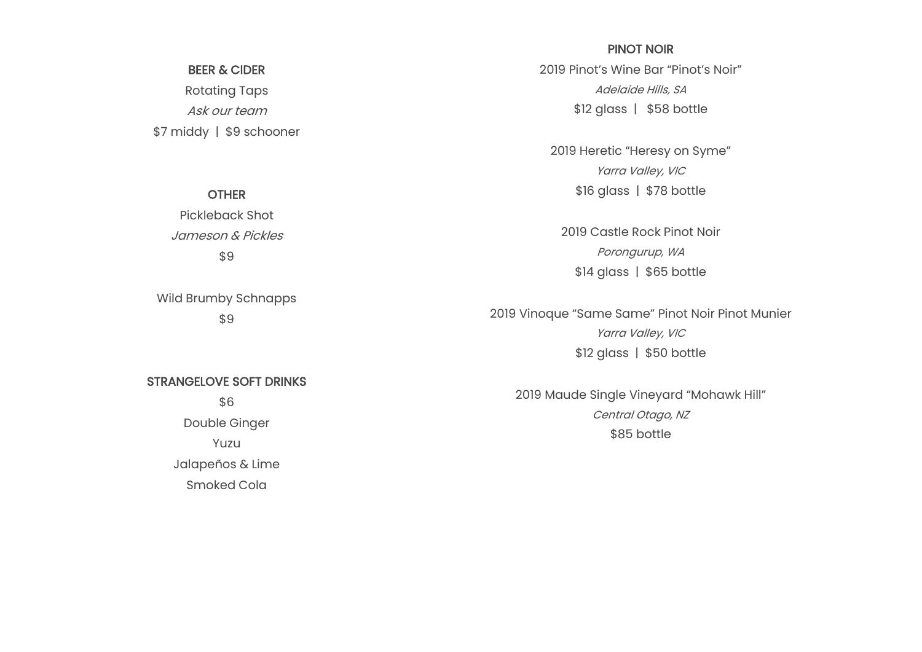## BEER & CIDER

Rotating Taps

*Ask our team*

$7 middy | $9 schooner

## OTHER

Pickleback Shot

*Jameson & Pickles*

$9

Wild Brumby Schnapps

$9

## STRANGELOVE SOFT DRINKS

$6

Double Ginger

Yuzu

Jalapeños & Lime

Smoked Cola

## PINOT NOIR

2019 Pinot's Wine Bar "Pinot's Noir"

*Adelaide Hills, SA*

$12 glass | $58 bottle

2019 Heretic "Heresy on Syme"

*Yarra Valley, VIC*

$16 glass | $78 bottle

2019 Castle Rock Pinot Noir

*Porongurup, WA*

$14 glass | $65 bottle

2019 Vinoque "Same Same" Pinot Noir Pinot Munier

*Yarra Valley, VIC*

$12 glass | $50 bottle

2019 Maude Single Vineyard "Mohawk Hill"

*Central Otago, NZ*

$85 bottle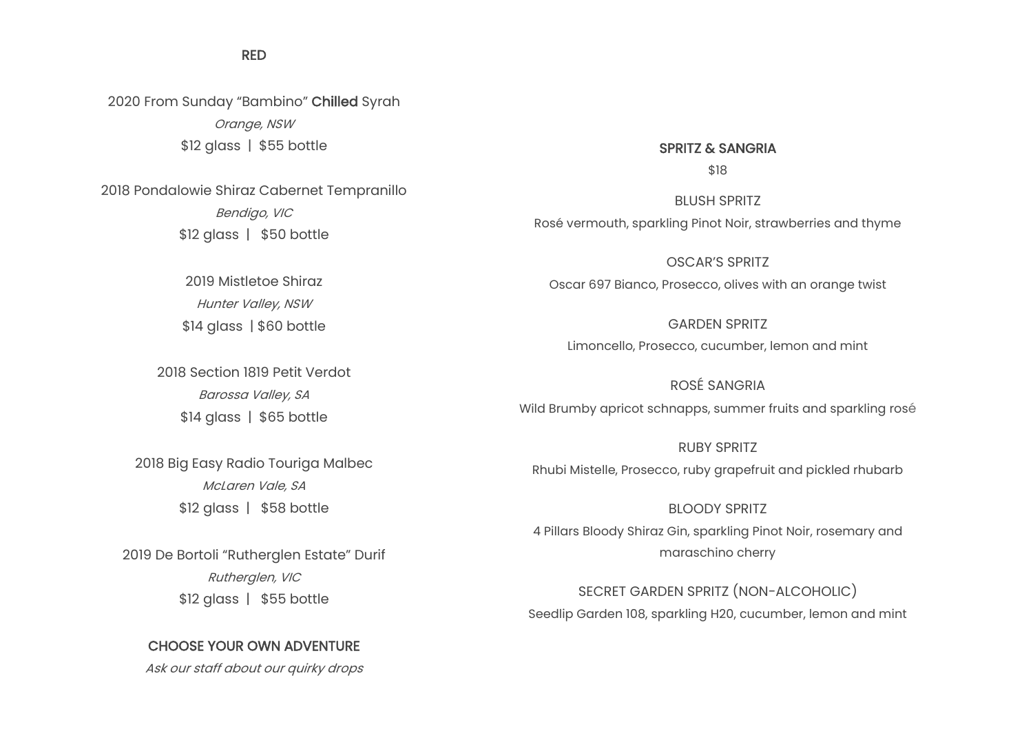## RED

2020 From Sunday "Bambino" **Chilled** Syrah
*Orange, NSW*
$12 glass | $55 bottle

2018 Pondalowie Shiraz Cabernet Tempranillo
*Bendigo, VIC*
$12 glass | $50 bottle

2019 Mistletoe Shiraz
*Hunter Valley, NSW*
$14 glass | $60 bottle

2018 Section 1819 Petit Verdot
*Barossa Valley, SA*
$14 glass | $65 bottle

2018 Big Easy Radio Touriga Malbec
*McLaren Vale, SA*
$12 glass | $58 bottle

2019 De Bortoli "Rutherglen Estate" Durif
*Rutherglen, VIC*
$12 glass | $55 bottle

### CHOOSE YOUR OWN ADVENTURE

*Ask our staff about our quirky drops*

## SPRITZ & SANGRIA

$18

BLUSH SPRITZ
Rosé vermouth, sparkling Pinot Noir, strawberries and thyme

OSCAR'S SPRITZ
Oscar 697 Bianco, Prosecco, olives with an orange twist

GARDEN SPRITZ
Limoncello, Prosecco, cucumber, lemon and mint

ROSÉ SANGRIA
Wild Brumby apricot schnapps, summer fruits and sparkling rosé

RUBY SPRITZ
Rhubi Mistelle, Prosecco, ruby grapefruit and pickled rhubarb

BLOODY SPRITZ
4 Pillars Bloody Shiraz Gin, sparkling Pinot Noir, rosemary and maraschino cherry

SECRET GARDEN SPRITZ (NON-ALCOHOLIC)
Seedlip Garden 108, sparkling H20, cucumber, lemon and mint